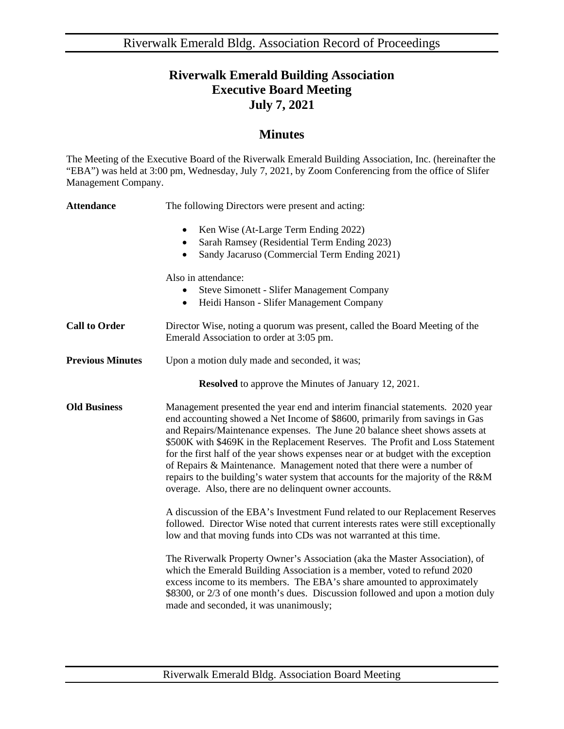# Riverwalk Emerald Building Association
# Executive Board Meeting
# July 7, 2021

## Minutes

The Meeting of the Executive Board of the Riverwalk Emerald Building Association, Inc. (hereinafter the "EBA") was held at 3:00 pm, Wednesday, July 7, 2021, by Zoom Conferencing from the office of Slifer Management Company.

**Attendance**

The following Directors were present and acting:

- Ken Wise (At-Large Term Ending 2022)
- Sarah Ramsey (Residential Term Ending 2023)
- Sandy Jacaruso (Commercial Term Ending 2021)

Also in attendance:

- Steve Simonett - Slifer Management Company
- Heidi Hanson - Slifer Management Company

**Call to Order**

Director Wise, noting a quorum was present, called the Board Meeting of the Emerald Association to order at 3:05 pm.

**Previous Minutes**

Upon a motion duly made and seconded, it was;

**Resolved** to approve the Minutes of January 12, 2021.

**Old Business**

Management presented the year end and interim financial statements. 2020 year end accounting showed a Net Income of $8600, primarily from savings in Gas and Repairs/Maintenance expenses. The June 20 balance sheet shows assets at $500K with $469K in the Replacement Reserves. The Profit and Loss Statement for the first half of the year shows expenses near or at budget with the exception of Repairs & Maintenance. Management noted that there were a number of repairs to the building's water system that accounts for the majority of the R&M overage. Also, there are no delinquent owner accounts.

A discussion of the EBA's Investment Fund related to our Replacement Reserves followed. Director Wise noted that current interests rates were still exceptionally low and that moving funds into CDs was not warranted at this time.

The Riverwalk Property Owner's Association (aka the Master Association), of which the Emerald Building Association is a member, voted to refund 2020 excess income to its members. The EBA's share amounted to approximately $8300, or 2/3 of one month's dues. Discussion followed and upon a motion duly made and seconded, it was unanimously;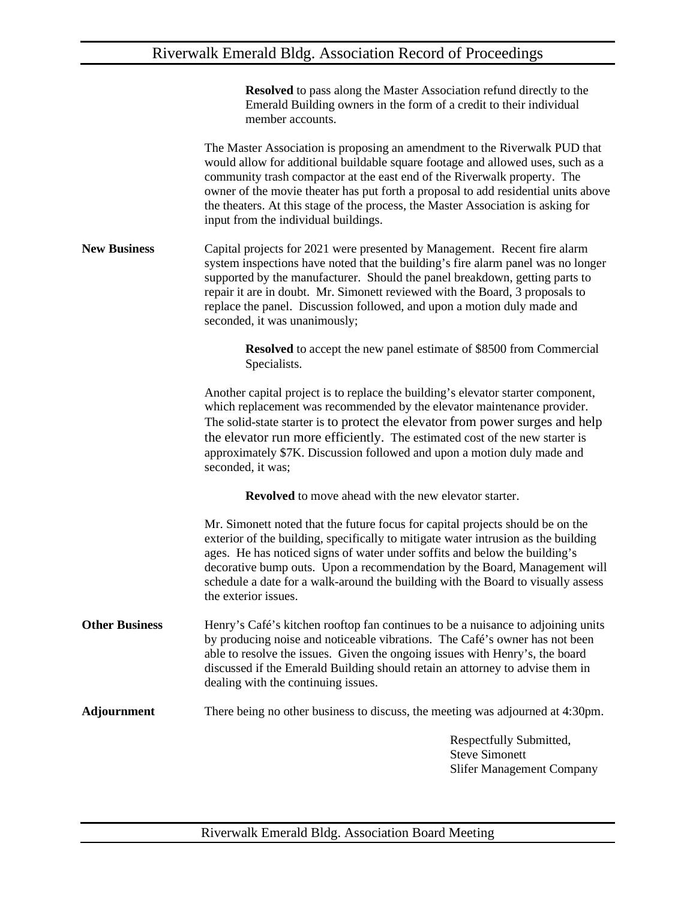**Resolved** to pass along the Master Association refund directly to the Emerald Building owners in the form of a credit to their individual member accounts.

The Master Association is proposing an amendment to the Riverwalk PUD that would allow for additional buildable square footage and allowed uses, such as a community trash compactor at the east end of the Riverwalk property. The owner of the movie theater has put forth a proposal to add residential units above the theaters. At this stage of the process, the Master Association is asking for input from the individual buildings.

**New Business**

Capital projects for 2021 were presented by Management. Recent fire alarm system inspections have noted that the building's fire alarm panel was no longer supported by the manufacturer. Should the panel breakdown, getting parts to repair it are in doubt. Mr. Simonett reviewed with the Board, 3 proposals to replace the panel. Discussion followed, and upon a motion duly made and seconded, it was unanimously;

**Resolved** to accept the new panel estimate of $8500 from Commercial Specialists.

Another capital project is to replace the building's elevator starter component, which replacement was recommended by the elevator maintenance provider. The solid-state starter is to protect the elevator from power surges and help the elevator run more efficiently. The estimated cost of the new starter is approximately $7K. Discussion followed and upon a motion duly made and seconded, it was;

**Revolved** to move ahead with the new elevator starter.

Mr. Simonett noted that the future focus for capital projects should be on the exterior of the building, specifically to mitigate water intrusion as the building ages. He has noticed signs of water under soffits and below the building's decorative bump outs. Upon a recommendation by the Board, Management will schedule a date for a walk-around the building with the Board to visually assess the exterior issues.

**Other Business**

Henry's Café's kitchen rooftop fan continues to be a nuisance to adjoining units by producing noise and noticeable vibrations. The Café's owner has not been able to resolve the issues. Given the ongoing issues with Henry's, the board discussed if the Emerald Building should retain an attorney to advise them in dealing with the continuing issues.

**Adjournment**

There being no other business to discuss, the meeting was adjourned at 4:30pm.

Respectfully Submitted,
Steve Simonett
Slifer Management Company